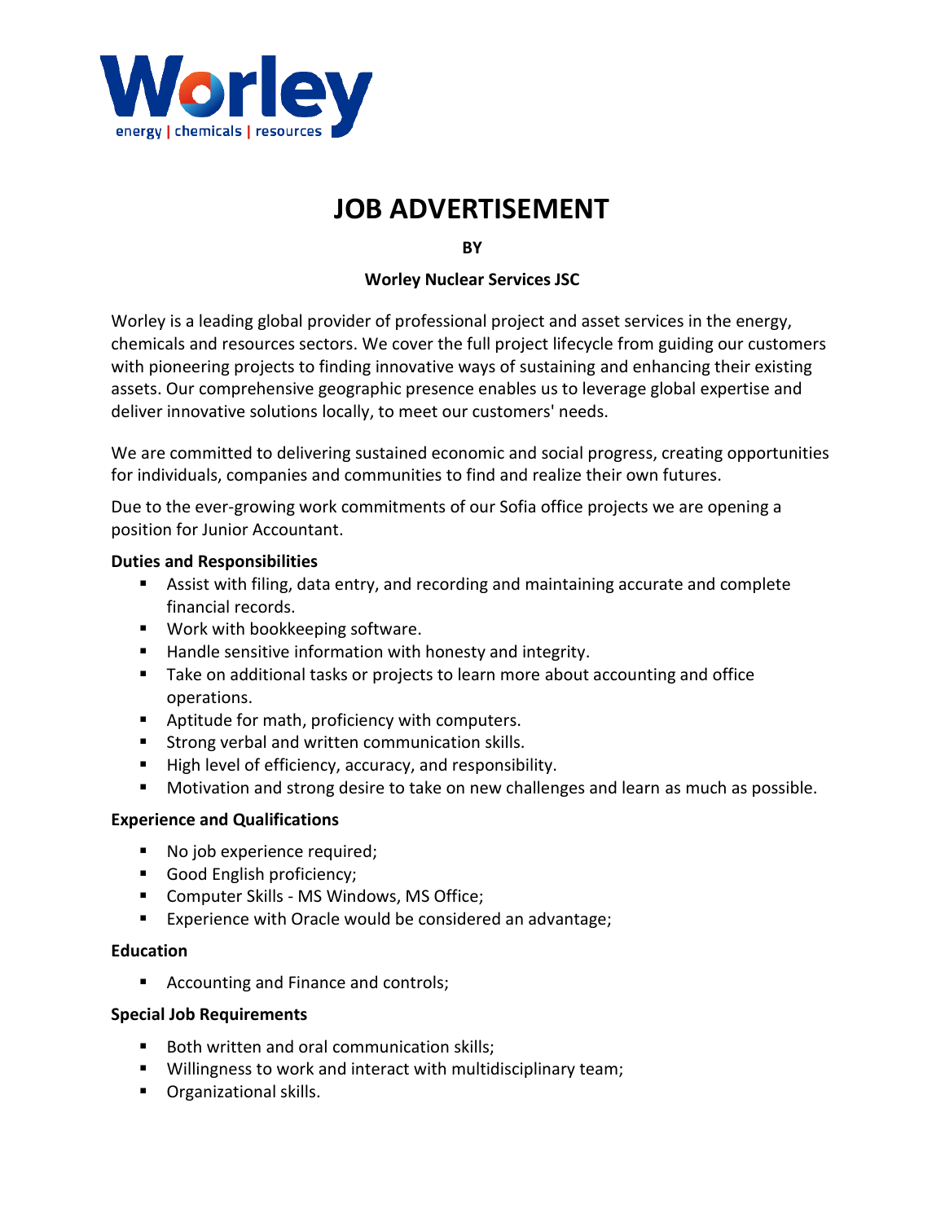Worley

energy | chemicals | resources

# JOB ADVERTISEMENT

**BY**

**Worley Nuclear Services JSC**

Worley is a leading global provider of professional project and asset services in the energy, chemicals and resources sectors. We cover the full project lifecycle from guiding our customers with pioneering projects to finding innovative ways of sustaining and enhancing their existing assets. Our comprehensive geographic presence enables us to leverage global expertise and deliver innovative solutions locally, to meet our customers' needs.

We are committed to delivering sustained economic and social progress, creating opportunities for individuals, companies and communities to find and realize their own futures.

Due to the ever-growing work commitments of our Sofia office projects we are opening a position for Junior Accountant.

**Duties and Responsibilities**

- Assist with filing, data entry, and recording and maintaining accurate and complete financial records.
- Work with bookkeeping software.
- Handle sensitive information with honesty and integrity.
- Take on additional tasks or projects to learn more about accounting and office operations.
- Aptitude for math, proficiency with computers.
- Strong verbal and written communication skills.
- High level of efficiency, accuracy, and responsibility.
- Motivation and strong desire to take on new challenges and learn as much as possible.

**Experience and Qualifications**

- No job experience required;
- Good English proficiency;
- Computer Skills - MS Windows, MS Office;
- Experience with Oracle would be considered an advantage;

**Education**

- Accounting and Finance and controls;

**Special Job Requirements**

- Both written and oral communication skills;
- Willingness to work and interact with multidisciplinary team;
- Organizational skills.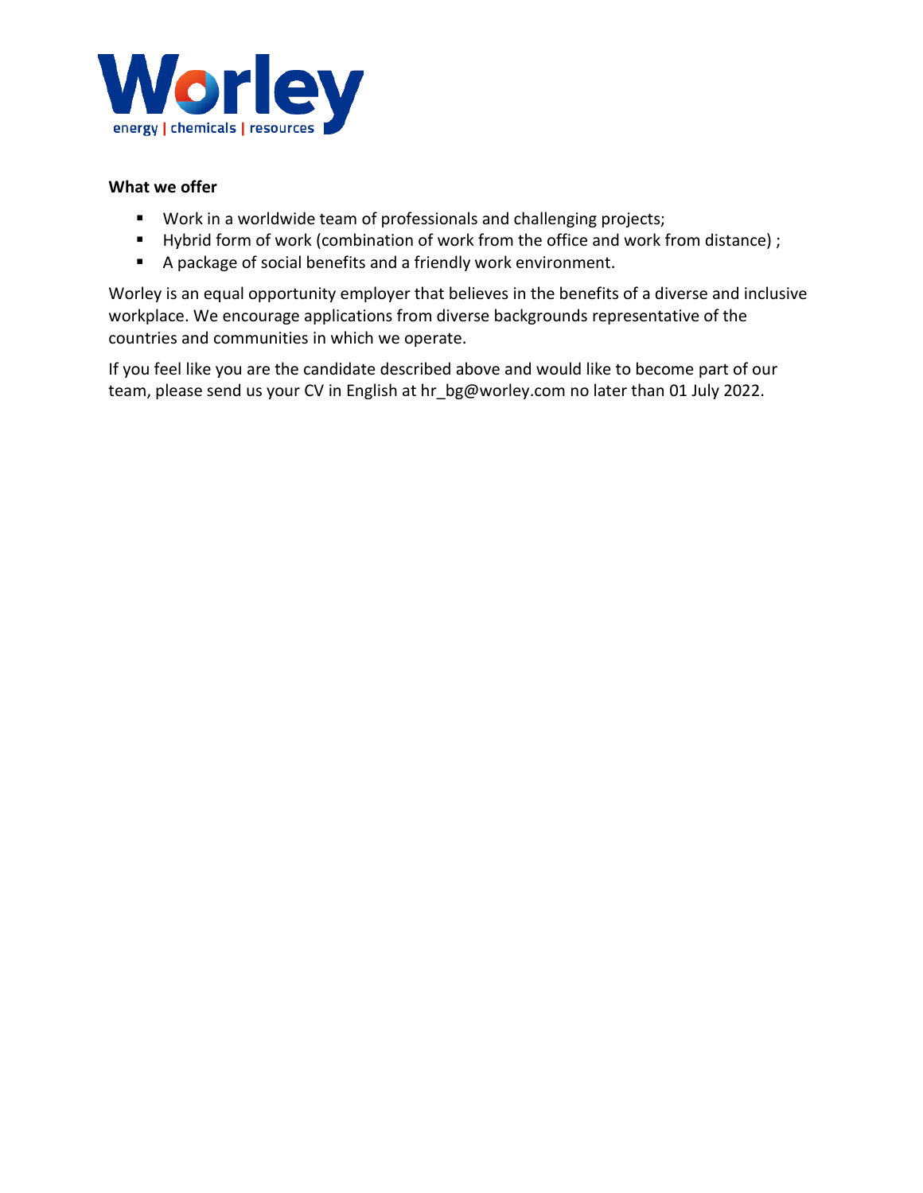**What we offer**

- Work in a worldwide team of professionals and challenging projects;
- Hybrid form of work (combination of work from the office and work from distance) ;
- A package of social benefits and a friendly work environment.

Worley is an equal opportunity employer that believes in the benefits of a diverse and inclusive workplace. We encourage applications from diverse backgrounds representative of the countries and communities in which we operate.

If you feel like you are the candidate described above and would like to become part of our team, please send us your CV in English at hr_bg@worley.com no later than 01 July 2022.